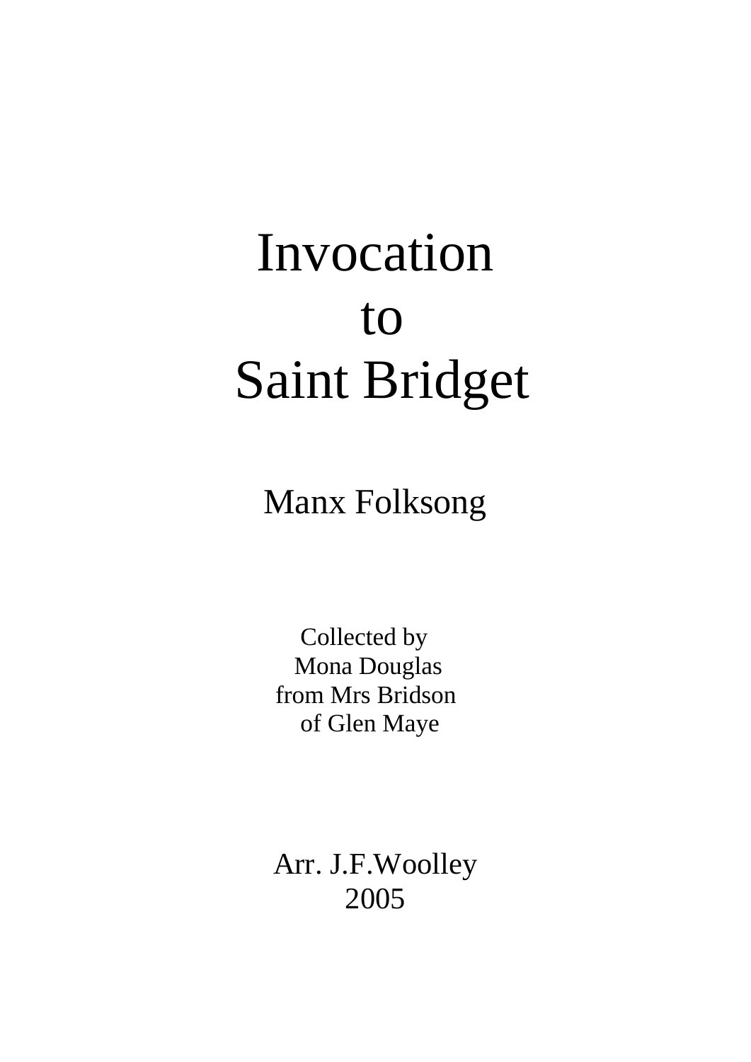# Invocation to Saint Bridget

## Manx Folksong

Collected by
Mona Douglas
from Mrs Bridson
of Glen Maye

Arr. J.F.Woolley
2005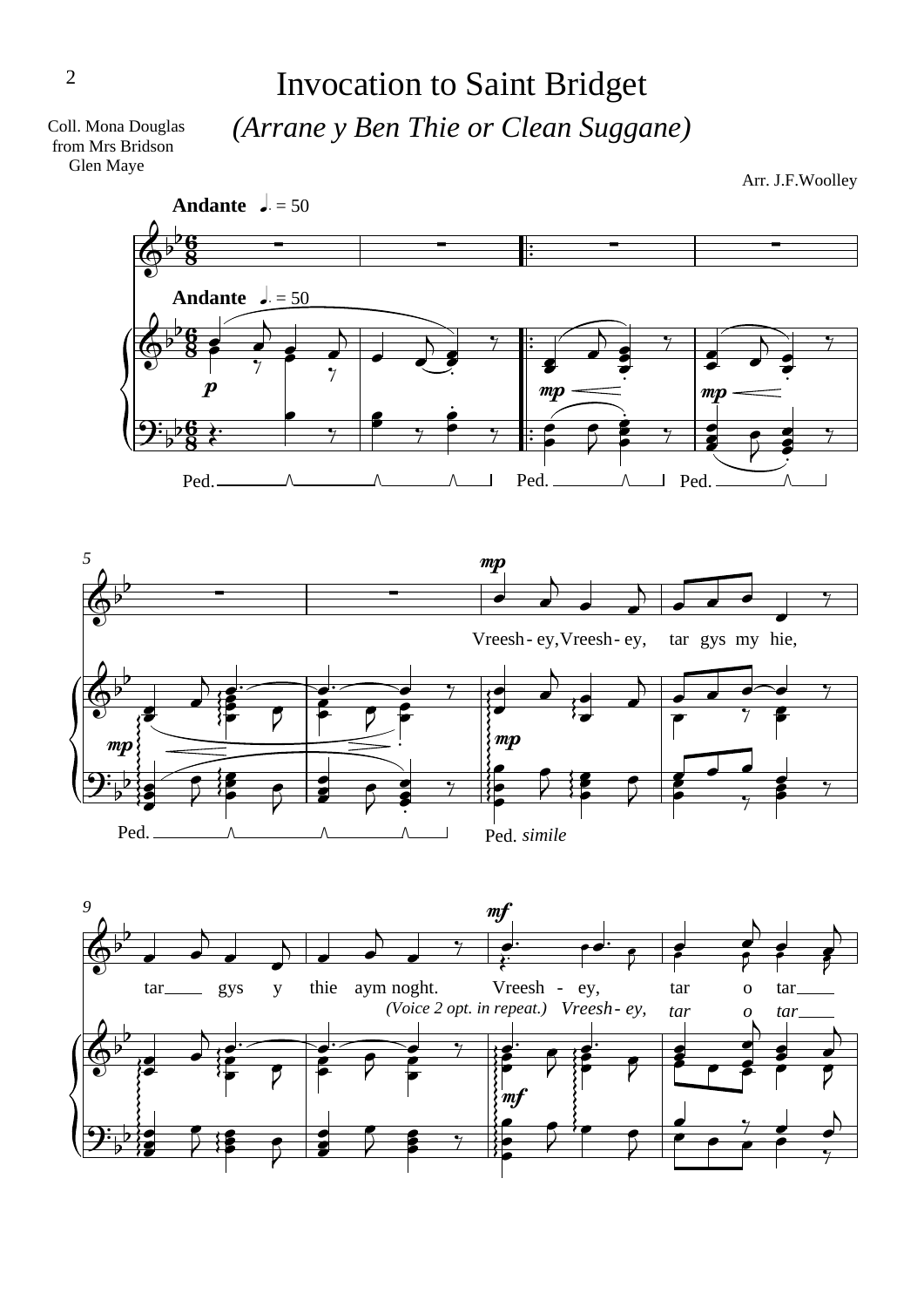# Invocation to Saint Bridget

## *(Arrane y Ben Thie or Clean Suggane)*

Coll. Mona Douglas
from Mrs Bridson
Glen Maye

Arr. J.F.Woolley

**Andante** ♩. = 50

Vreesh - ey, Vreesh - ey, tar gys my hie,

tar gys y thie aym noght. Vreesh - ey, tar o tar

*(Voice 2 opt. in repeat.) Vreesh - ey, tar o tar*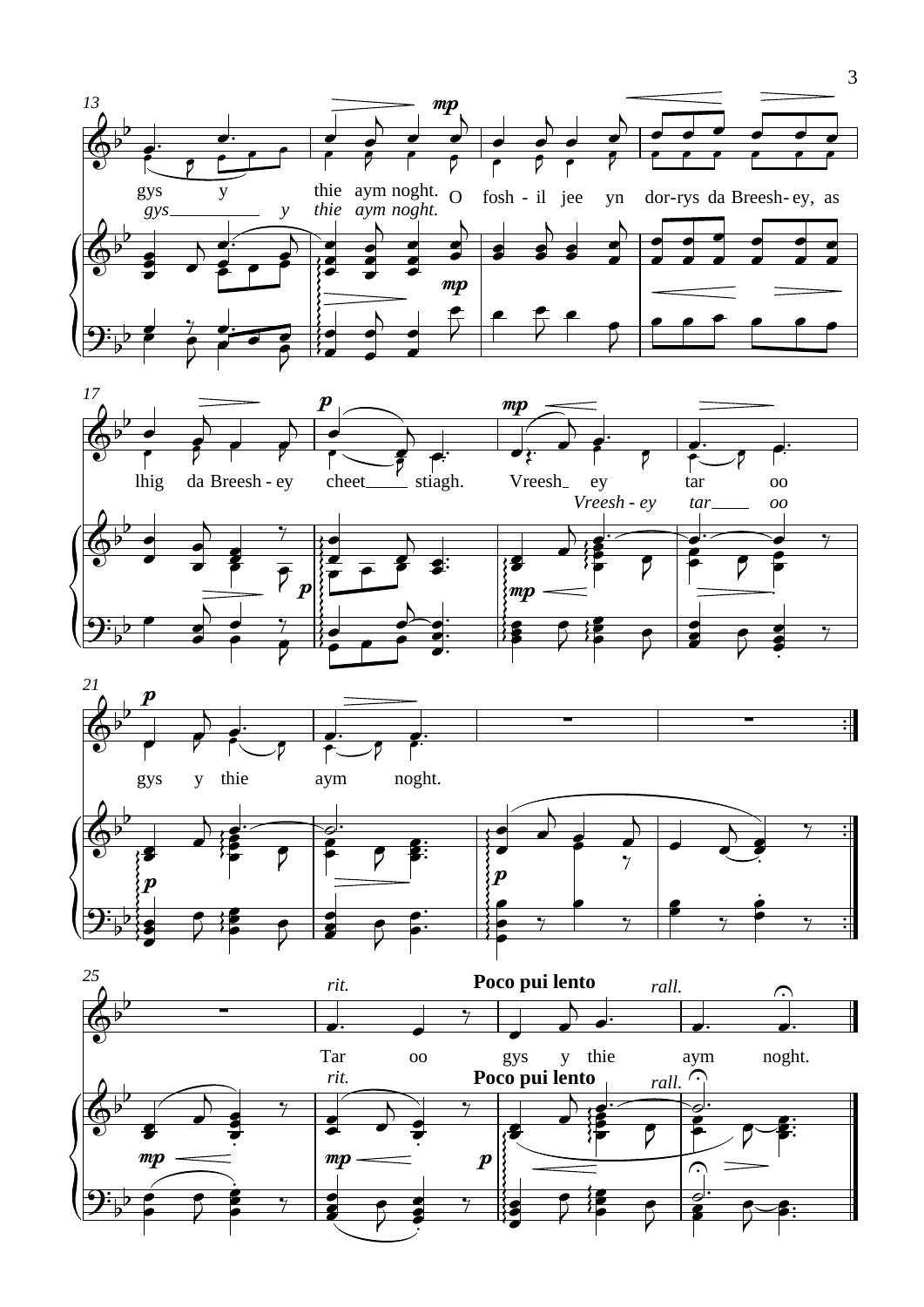gys y thie aym noght. O fosh - il jee yn dor-rys da Breesh- ey, as

*gys y thie aym noght.*

lhig da Breesh - ey cheet stiagh. Vreesh ey tar oo

*Vreesh - ey tar oo*

gys y thie aym noght.

*rit.* **Poco pui lento** *rall.*

Tar oo gys y thie aym noght.